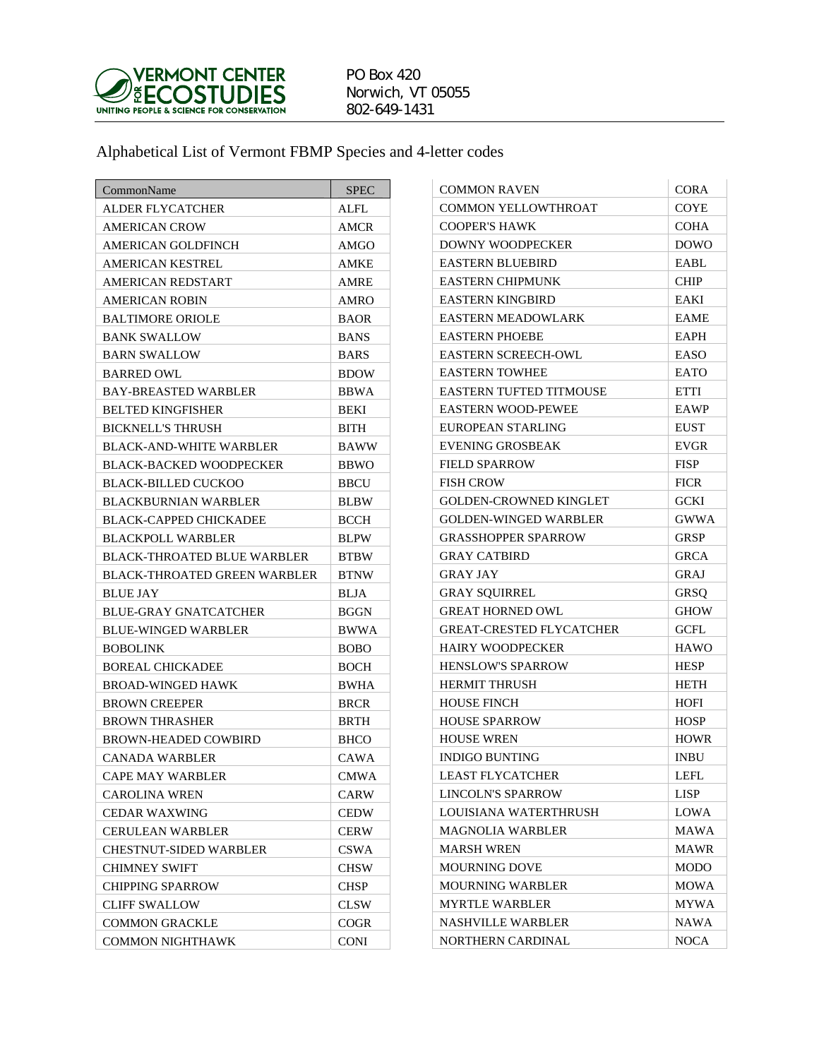VERMONT CENTER FOR ECOSTUDIES
UNITING PEOPLE & SCIENCE FOR CONSERVATION

PO Box 420
Norwich, VT 05055
802-649-1431

# Alphabetical List of Vermont FBMP Species and 4-letter codes

| CommonName | SPEC |
|---|---|
| ALDER FLYCATCHER | ALFL |
| AMERICAN CROW | AMCR |
| AMERICAN GOLDFINCH | AMGO |
| AMERICAN KESTREL | AMKE |
| AMERICAN REDSTART | AMRE |
| AMERICAN ROBIN | AMRO |
| BALTIMORE ORIOLE | BAOR |
| BANK SWALLOW | BANS |
| BARN SWALLOW | BARS |
| BARRED OWL | BDOW |
| BAY-BREASTED WARBLER | BBWA |
| BELTED KINGFISHER | BEKI |
| BICKNELL'S THRUSH | BITH |
| BLACK-AND-WHITE WARBLER | BAWW |
| BLACK-BACKED WOODPECKER | BBWO |
| BLACK-BILLED CUCKOO | BBCU |
| BLACKBURNIAN WARBLER | BLBW |
| BLACK-CAPPED CHICKADEE | BCCH |
| BLACKPOLL WARBLER | BLPW |
| BLACK-THROATED BLUE WARBLER | BTBW |
| BLACK-THROATED GREEN WARBLER | BTNW |
| BLUE JAY | BLJA |
| BLUE-GRAY GNATCATCHER | BGGN |
| BLUE-WINGED WARBLER | BWWA |
| BOBOLINK | BOBO |
| BOREAL CHICKADEE | BOCH |
| BROAD-WINGED HAWK | BWHA |
| BROWN CREEPER | BRCR |
| BROWN THRASHER | BRTH |
| BROWN-HEADED COWBIRD | BHCO |
| CANADA WARBLER | CAWA |
| CAPE MAY WARBLER | CMWA |
| CAROLINA WREN | CARW |
| CEDAR WAXWING | CEDW |
| CERULEAN WARBLER | CERW |
| CHESTNUT-SIDED WARBLER | CSWA |
| CHIMNEY SWIFT | CHSW |
| CHIPPING SPARROW | CHSP |
| CLIFF SWALLOW | CLSW |
| COMMON GRACKLE | COGR |
| COMMON NIGHTHAWK | CONI |
| COMMON RAVEN | CORA |
| COMMON YELLOWTHROAT | COYE |
| COOPER'S HAWK | COHA |
| DOWNY WOODPECKER | DOWO |
| EASTERN BLUEBIRD | EABL |
| EASTERN CHIPMUNK | CHIP |
| EASTERN KINGBIRD | EAKI |
| EASTERN MEADOWLARK | EAME |
| EASTERN PHOEBE | EAPH |
| EASTERN SCREECH-OWL | EASO |
| EASTERN TOWHEE | EATO |
| EASTERN TUFTED TITMOUSE | ETTI |
| EASTERN WOOD-PEWEE | EAWP |
| EUROPEAN STARLING | EUST |
| EVENING GROSBEAK | EVGR |
| FIELD SPARROW | FISP |
| FISH CROW | FICR |
| GOLDEN-CROWNED KINGLET | GCKI |
| GOLDEN-WINGED WARBLER | GWWA |
| GRASSHOPPER SPARROW | GRSP |
| GRAY CATBIRD | GRCA |
| GRAY JAY | GRAJ |
| GRAY SQUIRREL | GRSQ |
| GREAT HORNED OWL | GHOW |
| GREAT-CRESTED FLYCATCHER | GCFL |
| HAIRY WOODPECKER | HAWO |
| HENSLOW'S SPARROW | HESP |
| HERMIT THRUSH | HETH |
| HOUSE FINCH | HOFI |
| HOUSE SPARROW | HOSP |
| HOUSE WREN | HOWR |
| INDIGO BUNTING | INBU |
| LEAST FLYCATCHER | LEFL |
| LINCOLN'S SPARROW | LISP |
| LOUISIANA WATERTHRUSH | LOWA |
| MAGNOLIA WARBLER | MAWA |
| MARSH WREN | MAWR |
| MOURNING DOVE | MODO |
| MOURNING WARBLER | MOWA |
| MYRTLE WARBLER | MYWA |
| NASHVILLE WARBLER | NAWA |
| NORTHERN CARDINAL | NOCA |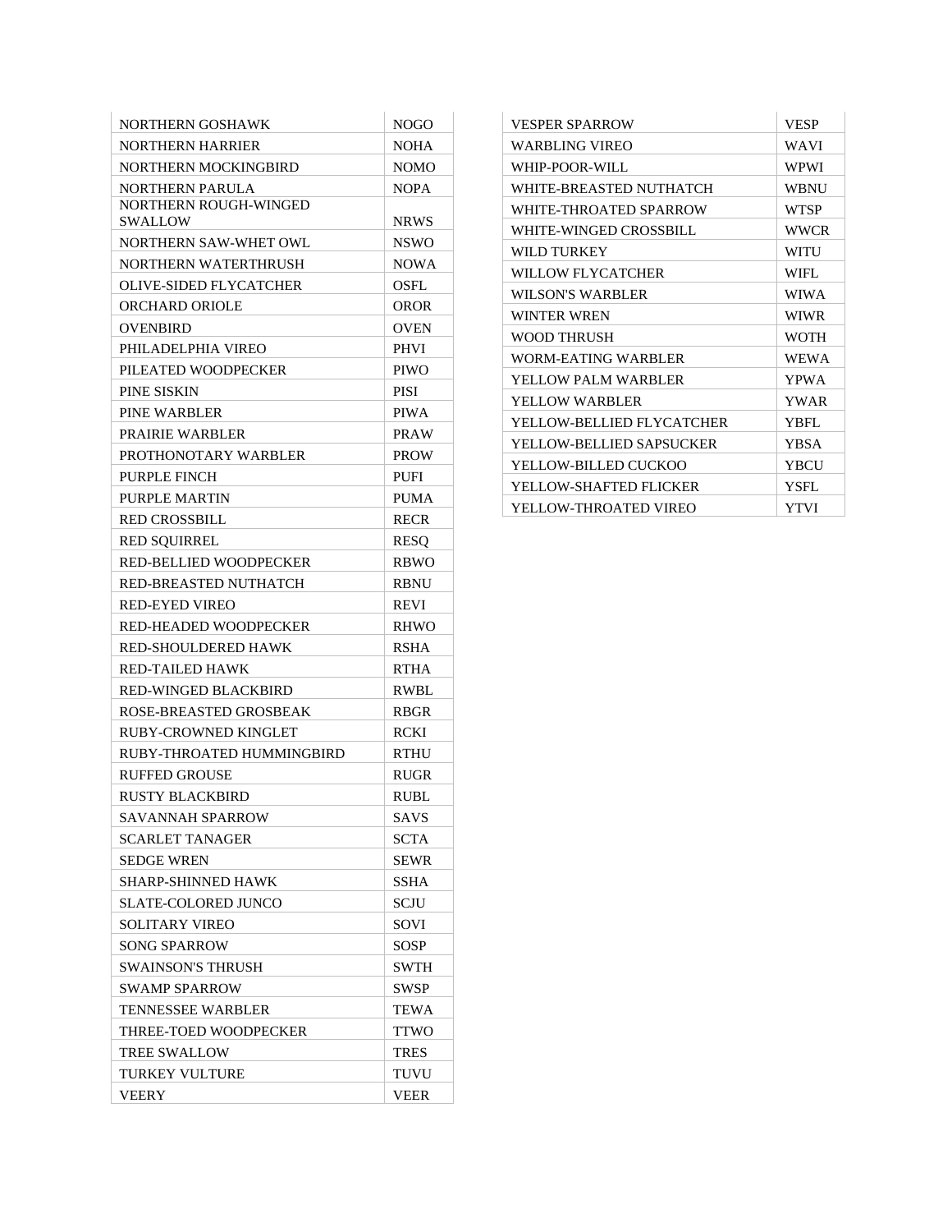| | |
|---|---|
| NORTHERN GOSHAWK | NOGO |
| NORTHERN HARRIER | NOHA |
| NORTHERN MOCKINGBIRD | NOMO |
| NORTHERN PARULA | NOPA |
| NORTHERN ROUGH-WINGED SWALLOW | NRWS |
| NORTHERN SAW-WHET OWL | NSWO |
| NORTHERN WATERTHRUSH | NOWA |
| OLIVE-SIDED FLYCATCHER | OSFL |
| ORCHARD ORIOLE | OROR |
| OVENBIRD | OVEN |
| PHILADELPHIA VIREO | PHVI |
| PILEATED WOODPECKER | PIWO |
| PINE SISKIN | PISI |
| PINE WARBLER | PIWA |
| PRAIRIE WARBLER | PRAW |
| PROTHONOTARY WARBLER | PROW |
| PURPLE FINCH | PUFI |
| PURPLE MARTIN | PUMA |
| RED CROSSBILL | RECR |
| RED SQUIRREL | RESQ |
| RED-BELLIED WOODPECKER | RBWO |
| RED-BREASTED NUTHATCH | RBNU |
| RED-EYED VIREO | REVI |
| RED-HEADED WOODPECKER | RHWO |
| RED-SHOULDERED HAWK | RSHA |
| RED-TAILED HAWK | RTHA |
| RED-WINGED BLACKBIRD | RWBL |
| ROSE-BREASTED GROSBEAK | RBGR |
| RUBY-CROWNED KINGLET | RCKI |
| RUBY-THROATED HUMMINGBIRD | RTHU |
| RUFFED GROUSE | RUGR |
| RUSTY BLACKBIRD | RUBL |
| SAVANNAH SPARROW | SAVS |
| SCARLET TANAGER | SCTA |
| SEDGE WREN | SEWR |
| SHARP-SHINNED HAWK | SSHA |
| SLATE-COLORED JUNCO | SCJU |
| SOLITARY VIREO | SOVI |
| SONG SPARROW | SOSP |
| SWAINSON'S THRUSH | SWTH |
| SWAMP SPARROW | SWSP |
| TENNESSEE WARBLER | TEWA |
| THREE-TOED WOODPECKER | TTWO |
| TREE SWALLOW | TRES |
| TURKEY VULTURE | TUVU |
| VEERY | VEER |
| VESPER SPARROW | VESP |
| WARBLING VIREO | WAVI |
| WHIP-POOR-WILL | WPWI |
| WHITE-BREASTED NUTHATCH | WBNU |
| WHITE-THROATED SPARROW | WTSP |
| WHITE-WINGED CROSSBILL | WWCR |
| WILD TURKEY | WITU |
| WILLOW FLYCATCHER | WIFL |
| WILSON'S WARBLER | WIWA |
| WINTER WREN | WIWR |
| WOOD THRUSH | WOTH |
| WORM-EATING WARBLER | WEWA |
| YELLOW PALM WARBLER | YPWA |
| YELLOW WARBLER | YWAR |
| YELLOW-BELLIED FLYCATCHER | YBFL |
| YELLOW-BELLIED SAPSUCKER | YBSA |
| YELLOW-BILLED CUCKOO | YBCU |
| YELLOW-SHAFTED FLICKER | YSFL |
| YELLOW-THROATED VIREO | YTVI |